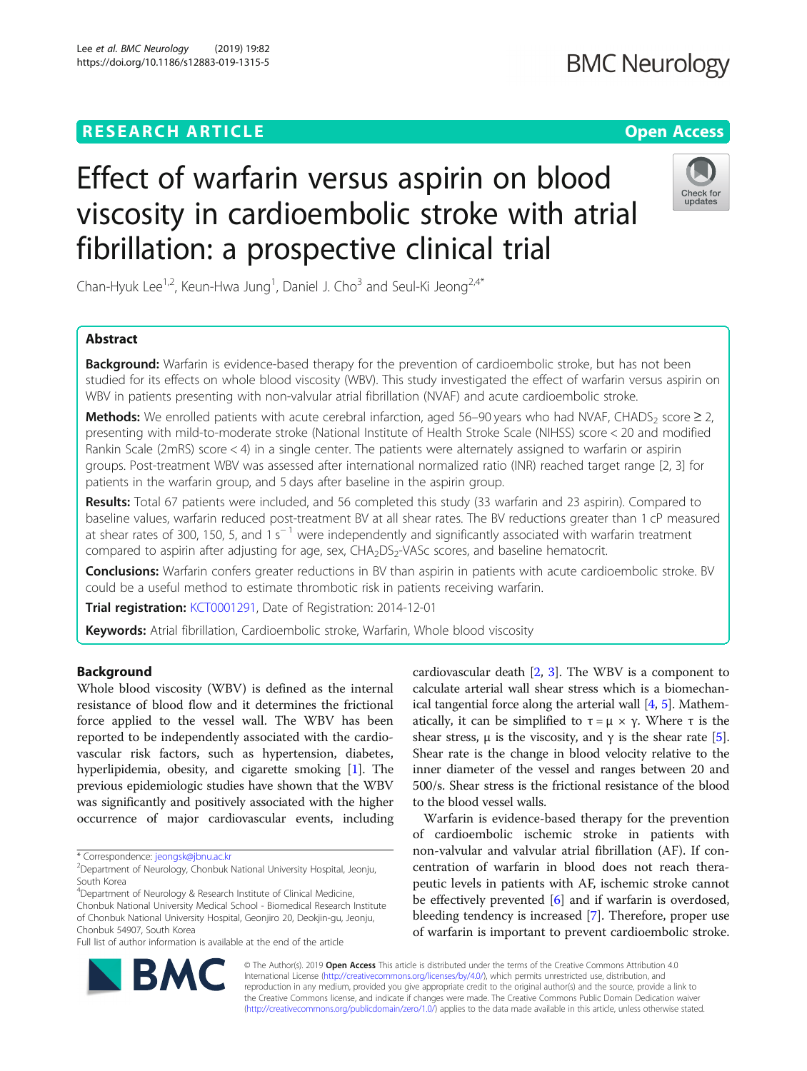RESEARCH ARTICLE

Open Access

# Effect of warfarin versus aspirin on blood viscosity in cardioembolic stroke with atrial fibrillation: a prospective clinical trial

Chan-Hyuk Lee[1,2], Keun-Hwa Jung[1], Daniel J. Cho[3] and Seul-Ki Jeong[2,4*]

## Abstract

**Background:** Warfarin is evidence-based therapy for the prevention of cardioembolic stroke, but has not been studied for its effects on whole blood viscosity (WBV). This study investigated the effect of warfarin versus aspirin on WBV in patients presenting with non-valvular atrial fibrillation (NVAF) and acute cardioembolic stroke.

**Methods:** We enrolled patients with acute cerebral infarction, aged 56–90 years who had NVAF, $CHADS_2$ score ≥ 2, presenting with mild-to-moderate stroke (National Institute of Health Stroke Scale (NIHSS) score < 20 and modified Rankin Scale (2mRS) score < 4) in a single center. The patients were alternately assigned to warfarin or aspirin groups. Post-treatment WBV was assessed after international normalized ratio (INR) reached target range [2, 3] for patients in the warfarin group, and 5 days after baseline in the aspirin group.

**Results:** Total 67 patients were included, and 56 completed this study (33 warfarin and 23 aspirin). Compared to baseline values, warfarin reduced post-treatment BV at all shear rates. The BV reductions greater than 1 cP measured at shear rates of 300, 150, 5, and 1 $s^{-1}$ were independently and significantly associated with warfarin treatment compared to aspirin after adjusting for age, sex, $CHA_2DS_2$-VASc scores, and baseline hematocrit.

**Conclusions:** Warfarin confers greater reductions in BV than aspirin in patients with acute cardioembolic stroke. BV could be a useful method to estimate thrombotic risk in patients receiving warfarin.

**Trial registration:** KCT0001291, Date of Registration: 2014-12-01

**Keywords:** Atrial fibrillation, Cardioembolic stroke, Warfarin, Whole blood viscosity

## Background

Whole blood viscosity (WBV) is defined as the internal resistance of blood flow and it determines the frictional force applied to the vessel wall. The WBV has been reported to be independently associated with the cardiovascular risk factors, such as hypertension, diabetes, hyperlipidemia, obesity, and cigarette smoking [1]. The previous epidemiologic studies have shown that the WBV was significantly and positively associated with the higher occurrence of major cardiovascular events, including cardiovascular death [2, 3]. The WBV is a component to calculate arterial wall shear stress which is a biomechanical tangential force along the arterial wall [4, 5]. Mathematically, it can be simplified to $\tau = \mu \times \gamma$. Where $\tau$ is the shear stress, $\mu$ is the viscosity, and $\gamma$ is the shear rate [5]. Shear rate is the change in blood velocity relative to the inner diameter of the vessel and ranges between 20 and 500/s. Shear stress is the frictional resistance of the blood to the blood vessel walls.

Warfarin is evidence-based therapy for the prevention of cardioembolic ischemic stroke in patients with non-valvular and valvular atrial fibrillation (AF). If concentration of warfarin in blood does not reach therapeutic levels in patients with AF, ischemic stroke cannot be effectively prevented [6] and if warfarin is overdosed, bleeding tendency is increased [7]. Therefore, proper use of warfarin is important to prevent cardioembolic stroke.

\* Correspondence: jeongsk@jbnu.ac.kr
[2]Department of Neurology, Chonbuk National University Hospital, Jeonju, South Korea
[4]Department of Neurology & Research Institute of Clinical Medicine, Chonbuk National University Medical School - Biomedical Research Institute of Chonbuk National University Hospital, Geonjiro 20, Deokjin-gu, Jeonju, Chonbuk 54907, South Korea
Full list of author information is available at the end of the article

© The Author(s). 2019 **Open Access** This article is distributed under the terms of the Creative Commons Attribution 4.0 International License (http://creativecommons.org/licenses/by/4.0/), which permits unrestricted use, distribution, and reproduction in any medium, provided you give appropriate credit to the original author(s) and the source, provide a link to the Creative Commons license, and indicate if changes were made. The Creative Commons Public Domain Dedication waiver (http://creativecommons.org/publicdomain/zero/1.0/) applies to the data made available in this article, unless otherwise stated.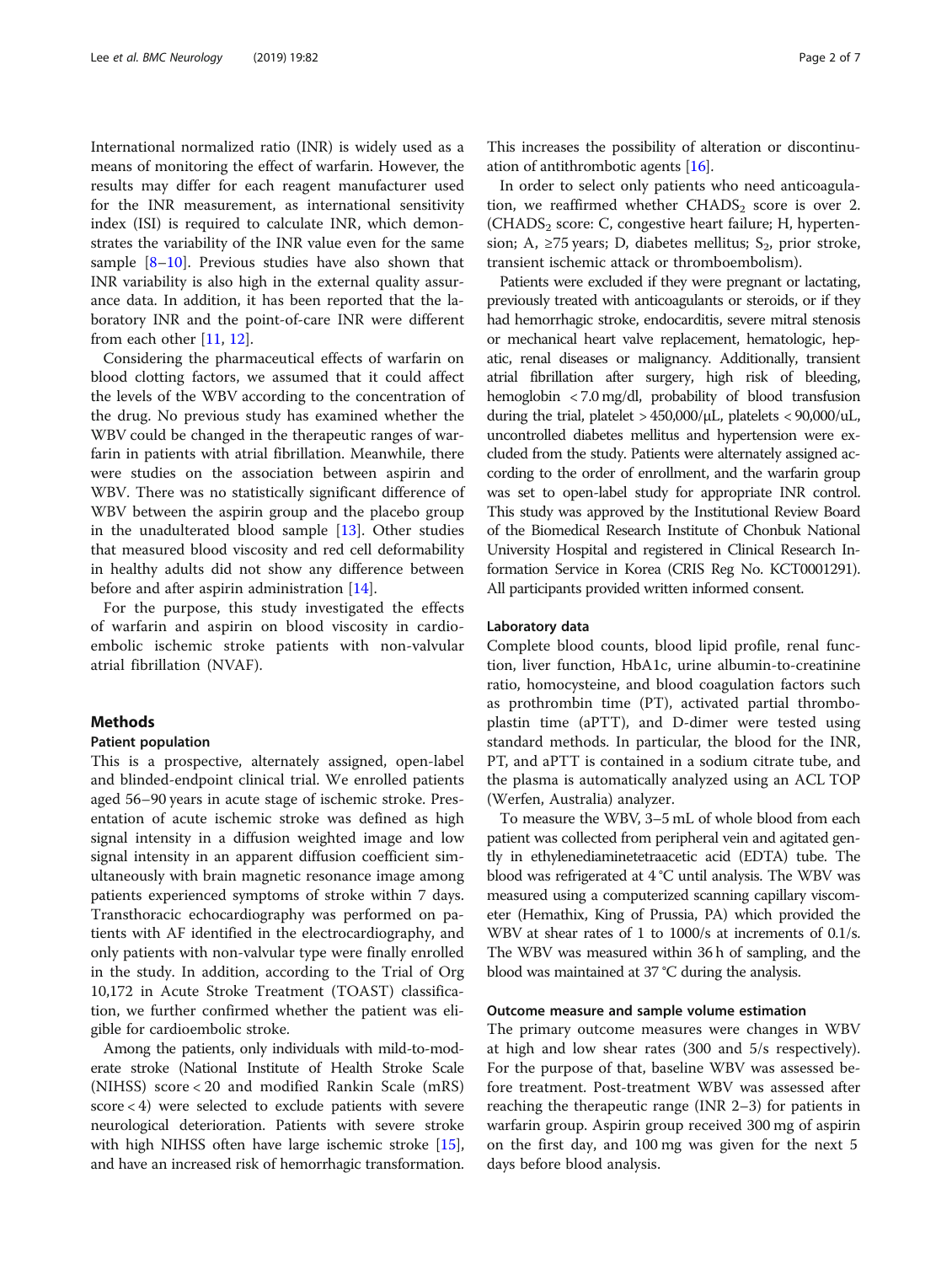International normalized ratio (INR) is widely used as a means of monitoring the effect of warfarin. However, the results may differ for each reagent manufacturer used for the INR measurement, as international sensitivity index (ISI) is required to calculate INR, which demonstrates the variability of the INR value even for the same sample [8–10]. Previous studies have also shown that INR variability is also high in the external quality assurance data. In addition, it has been reported that the laboratory INR and the point-of-care INR were different from each other [11, 12].

Considering the pharmaceutical effects of warfarin on blood clotting factors, we assumed that it could affect the levels of the WBV according to the concentration of the drug. No previous study has examined whether the WBV could be changed in the therapeutic ranges of warfarin in patients with atrial fibrillation. Meanwhile, there were studies on the association between aspirin and WBV. There was no statistically significant difference of WBV between the aspirin group and the placebo group in the unadulterated blood sample [13]. Other studies that measured blood viscosity and red cell deformability in healthy adults did not show any difference between before and after aspirin administration [14].

For the purpose, this study investigated the effects of warfarin and aspirin on blood viscosity in cardioembolic ischemic stroke patients with non-valvular atrial fibrillation (NVAF).

## Methods

### Patient population

This is a prospective, alternately assigned, open-label and blinded-endpoint clinical trial. We enrolled patients aged 56–90 years in acute stage of ischemic stroke. Presentation of acute ischemic stroke was defined as high signal intensity in a diffusion weighted image and low signal intensity in an apparent diffusion coefficient simultaneously with brain magnetic resonance image among patients experienced symptoms of stroke within 7 days. Transthoracic echocardiography was performed on patients with AF identified in the electrocardiography, and only patients with non-valvular type were finally enrolled in the study. In addition, according to the Trial of Org 10,172 in Acute Stroke Treatment (TOAST) classification, we further confirmed whether the patient was eligible for cardioembolic stroke.

Among the patients, only individuals with mild-to-moderate stroke (National Institute of Health Stroke Scale (NIHSS) score < 20 and modified Rankin Scale (mRS) score < 4) were selected to exclude patients with severe neurological deterioration. Patients with severe stroke with high NIHSS often have large ischemic stroke [15], and have an increased risk of hemorrhagic transformation. This increases the possibility of alteration or discontinuation of antithrombotic agents [16].

In order to select only patients who need anticoagulation, we reaffirmed whether $CHADS_2$ score is over 2. ($CHADS_2$ score: C, congestive heart failure; H, hypertension; A, ≥75 years; D, diabetes mellitus; $S_2$, prior stroke, transient ischemic attack or thromboembolism).

Patients were excluded if they were pregnant or lactating, previously treated with anticoagulants or steroids, or if they had hemorrhagic stroke, endocarditis, severe mitral stenosis or mechanical heart valve replacement, hematologic, hepatic, renal diseases or malignancy. Additionally, transient atrial fibrillation after surgery, high risk of bleeding, hemoglobin < 7.0 mg/dl, probability of blood transfusion during the trial, platelet > 450,000/μL, platelets < 90,000/uL, uncontrolled diabetes mellitus and hypertension were excluded from the study. Patients were alternately assigned according to the order of enrollment, and the warfarin group was set to open-label study for appropriate INR control. This study was approved by the Institutional Review Board of the Biomedical Research Institute of Chonbuk National University Hospital and registered in Clinical Research Information Service in Korea (CRIS Reg No. KCT0001291). All participants provided written informed consent.

### Laboratory data

Complete blood counts, blood lipid profile, renal function, liver function, HbA1c, urine albumin-to-creatinine ratio, homocysteine, and blood coagulation factors such as prothrombin time (PT), activated partial thromboplastin time (aPTT), and D-dimer were tested using standard methods. In particular, the blood for the INR, PT, and aPTT is contained in a sodium citrate tube, and the plasma is automatically analyzed using an ACL TOP (Werfen, Australia) analyzer.

To measure the WBV, 3–5 mL of whole blood from each patient was collected from peripheral vein and agitated gently in ethylenediaminetetraacetic acid (EDTA) tube. The blood was refrigerated at 4 °C until analysis. The WBV was measured using a computerized scanning capillary viscometer (Hemathix, King of Prussia, PA) which provided the WBV at shear rates of 1 to 1000/s at increments of 0.1/s. The WBV was measured within 36 h of sampling, and the blood was maintained at 37 °C during the analysis.

### Outcome measure and sample volume estimation

The primary outcome measures were changes in WBV at high and low shear rates (300 and 5/s respectively). For the purpose of that, baseline WBV was assessed before treatment. Post-treatment WBV was assessed after reaching the therapeutic range (INR 2–3) for patients in warfarin group. Aspirin group received 300 mg of aspirin on the first day, and 100 mg was given for the next 5 days before blood analysis.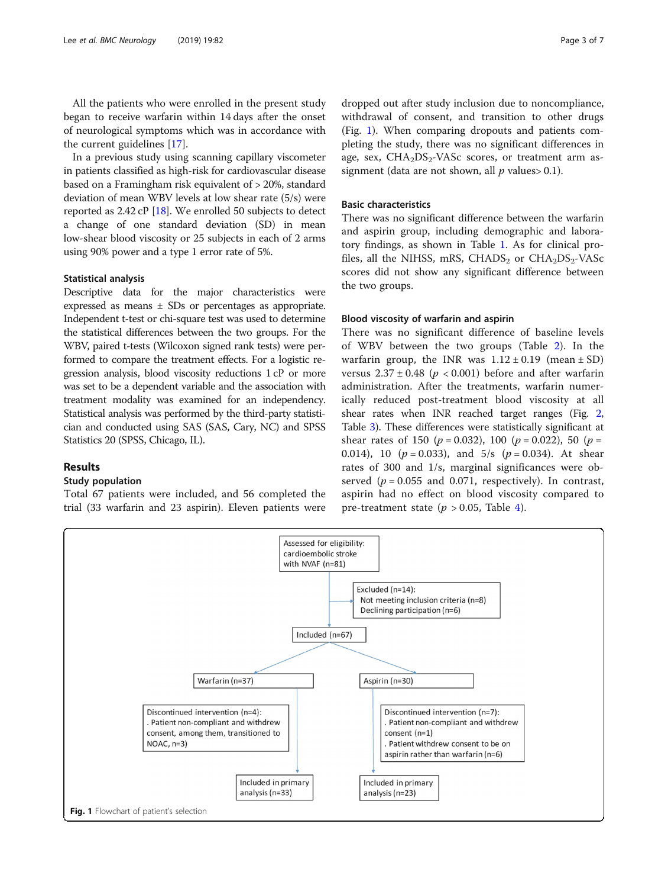All the patients who were enrolled in the present study began to receive warfarin within 14 days after the onset of neurological symptoms which was in accordance with the current guidelines [17].

In a previous study using scanning capillary viscometer in patients classified as high-risk for cardiovascular disease based on a Framingham risk equivalent of > 20%, standard deviation of mean WBV levels at low shear rate (5/s) were reported as 2.42 cP [18]. We enrolled 50 subjects to detect a change of one standard deviation (SD) in mean low-shear blood viscosity or 25 subjects in each of 2 arms using 90% power and a type 1 error rate of 5%.

### Statistical analysis

Descriptive data for the major characteristics were expressed as means ± SDs or percentages as appropriate. Independent t-test or chi-square test was used to determine the statistical differences between the two groups. For the WBV, paired t-tests (Wilcoxon signed rank tests) were performed to compare the treatment effects. For a logistic regression analysis, blood viscosity reductions 1 cP or more was set to be a dependent variable and the association with treatment modality was examined for an independency. Statistical analysis was performed by the third-party statistician and conducted using SAS (SAS, Cary, NC) and SPSS Statistics 20 (SPSS, Chicago, IL).

## Results

### Study population

Total 67 patients were included, and 56 completed the trial (33 warfarin and 23 aspirin). Eleven patients were dropped out after study inclusion due to noncompliance, withdrawal of consent, and transition to other drugs (Fig. 1). When comparing dropouts and patients completing the study, there was no significant differences in age, sex, $CHA_2DS_2$-VASc scores, or treatment arm assignment (data are not shown, all $p$ values> 0.1).

### Basic characteristics

There was no significant difference between the warfarin and aspirin group, including demographic and laboratory findings, as shown in Table 1. As for clinical profiles, all the NIHSS, mRS, $CHADS_2$ or $CHA_2DS_2$-VASc scores did not show any significant difference between the two groups.

### Blood viscosity of warfarin and aspirin

There was no significant difference of baseline levels of WBV between the two groups (Table 2). In the warfarin group, the INR was 1.12 ± 0.19 (mean ± SD) versus 2.37 ± 0.48 ($p < 0.001$) before and after warfarin administration. After the treatments, warfarin numerically reduced post-treatment blood viscosity at all shear rates when INR reached target ranges (Fig. 2, Table 3). These differences were statistically significant at shear rates of 150 ($p = 0.032$), 100 ($p = 0.022$), 50 ($p = 0.014$), 10 ($p = 0.033$), and 5/s ($p = 0.034$). At shear rates of 300 and 1/s, marginal significances were observed ($p = 0.055$ and 0.071, respectively). In contrast, aspirin had no effect on blood viscosity compared to pre-treatment state ($p > 0.05$, Table 4).

```
Assessed for eligibility: cardioembolic stroke with NVAF (n=81)
    -> Excluded (n=14):
         Not meeting inclusion criteria (n=8)
         Declining participation (n=6)
Included (n=67)
    -> Warfarin (n=37)
         Discontinued intervention (n=4):
         . Patient non-compliant and withdrew consent, among them, transitioned to NOAC, n=3)
         -> Included in primary analysis (n=33)
    -> Aspirin (n=30)
         Discontinued intervention (n=7):
         . Patient non-compliant and withdrew consent (n=1)
         . Patient withdrew consent to be on aspirin rather than warfarin (n=6)
         -> Included in primary analysis (n=23)
```

**Fig. 1** Flowchart of patient's selection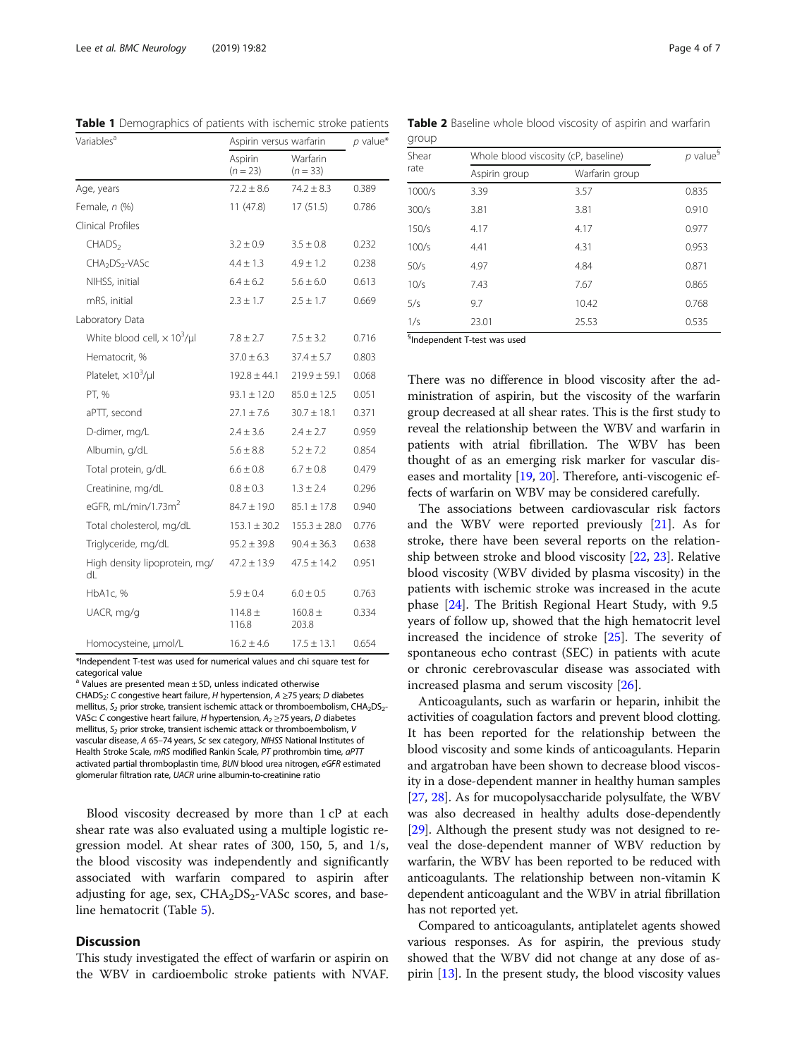**Table 1** Demographics of patients with ischemic stroke patients

| Variables[a] | Aspirin versus warfarin | | p value* |
|---|---|---|---|
| | Aspirin (n = 23) | Warfarin (n = 33) | |
| Age, years | 72.2 ± 8.6 | 74.2 ± 8.3 | 0.389 |
| Female, n (%) | 11 (47.8) | 17 (51.5) | 0.786 |
| Clinical Profiles | | | |
| $CHADS_2$ | 3.2 ± 0.9 | 3.5 ± 0.8 | 0.232 |
| $CHA_2DS_2$-VASc | 4.4 ± 1.3 | 4.9 ± 1.2 | 0.238 |
| NIHSS, initial | 6.4 ± 6.2 | 5.6 ± 6.0 | 0.613 |
| mRS, initial | 2.3 ± 1.7 | 2.5 ± 1.7 | 0.669 |
| Laboratory Data | | | |
| White blood cell, $\times 10^3$/μl | 7.8 ± 2.7 | 7.5 ± 3.2 | 0.716 |
| Hematocrit, % | 37.0 ± 6.3 | 37.4 ± 5.7 | 0.803 |
| Platelet, $\times 10^3$/μl | 192.8 ± 44.1 | 219.9 ± 59.1 | 0.068 |
| PT, % | 93.1 ± 12.0 | 85.0 ± 12.5 | 0.051 |
| aPTT, second | 27.1 ± 7.6 | 30.7 ± 18.1 | 0.371 |
| D-dimer, mg/L | 2.4 ± 3.6 | 2.4 ± 2.7 | 0.959 |
| Albumin, g/dL | 5.6 ± 8.8 | 5.2 ± 7.2 | 0.854 |
| Total protein, g/dL | 6.6 ± 0.8 | 6.7 ± 0.8 | 0.479 |
| Creatinine, mg/dL | 0.8 ± 0.3 | 1.3 ± 2.4 | 0.296 |
| eGFR, mL/min/1.73m$^2$ | 84.7 ± 19.0 | 85.1 ± 17.8 | 0.940 |
| Total cholesterol, mg/dL | 153.1 ± 30.2 | 155.3 ± 28.0 | 0.776 |
| Triglyceride, mg/dL | 95.2 ± 39.8 | 90.4 ± 36.3 | 0.638 |
| High density lipoprotein, mg/dL | 47.2 ± 13.9 | 47.5 ± 14.2 | 0.951 |
| HbA1c, % | 5.9 ± 0.4 | 6.0 ± 0.5 | 0.763 |
| UACR, mg/g | 114.8 ± 116.8 | 160.8 ± 203.8 | 0.334 |
| Homocysteine, μmol/L | 16.2 ± 4.6 | 17.5 ± 13.1 | 0.654 |

*Independent T-test was used for numerical values and chi square test for categorical value

[a] Values are presented mean ± SD, unless indicated otherwise

$CHADS_2$: C congestive heart failure, H hypertension, A ≥75 years; D diabetes mellitus, $S_2$ prior stroke, transient ischemic attack or thromboembolism, $CHA_2DS_2$-VASc: C congestive heart failure, H hypertension, $A_2$ ≥75 years, D diabetes mellitus, $S_2$ prior stroke, transient ischemic attack or thromboembolism, V vascular disease, A 65–74 years, Sc sex category, NIHSS National Institutes of Health Stroke Scale, mRS modified Rankin Scale, PT prothrombin time, aPTT activated partial thromboplastin time, BUN blood urea nitrogen, eGFR estimated glomerular filtration rate, UACR urine albumin-to-creatinine ratio

Blood viscosity decreased by more than 1 cP at each shear rate was also evaluated using a multiple logistic regression model. At shear rates of 300, 150, 5, and 1/s, the blood viscosity was independently and significantly associated with warfarin compared to aspirin after adjusting for age, sex, $CHA_2DS_2$-VASc scores, and baseline hematocrit (Table 5).

## Discussion

This study investigated the effect of warfarin or aspirin on the WBV in cardioembolic stroke patients with NVAF.

**Table 2** Baseline whole blood viscosity of aspirin and warfarin group

| Shear rate | Whole blood viscosity (cP, baseline) | | p value[§] |
|---|---|---|---|
| | Aspirin group | Warfarin group | |
| 1000/s | 3.39 | 3.57 | 0.835 |
| 300/s | 3.81 | 3.81 | 0.910 |
| 150/s | 4.17 | 4.17 | 0.977 |
| 100/s | 4.41 | 4.31 | 0.953 |
| 50/s | 4.97 | 4.84 | 0.871 |
| 10/s | 7.43 | 7.67 | 0.865 |
| 5/s | 9.7 | 10.42 | 0.768 |
| 1/s | 23.01 | 25.53 | 0.535 |

[§]Independent T-test was used

There was no difference in blood viscosity after the administration of aspirin, but the viscosity of the warfarin group decreased at all shear rates. This is the first study to reveal the relationship between the WBV and warfarin in patients with atrial fibrillation. The WBV has been thought of as an emerging risk marker for vascular diseases and mortality [19, 20]. Therefore, anti-viscogenic effects of warfarin on WBV may be considered carefully.

The associations between cardiovascular risk factors and the WBV were reported previously [21]. As for stroke, there have been several reports on the relationship between stroke and blood viscosity [22, 23]. Relative blood viscosity (WBV divided by plasma viscosity) in the patients with ischemic stroke was increased in the acute phase [24]. The British Regional Heart Study, with 9.5 years of follow up, showed that the high hematocrit level increased the incidence of stroke [25]. The severity of spontaneous echo contrast (SEC) in patients with acute or chronic cerebrovascular disease was associated with increased plasma and serum viscosity [26].

Anticoagulants, such as warfarin or heparin, inhibit the activities of coagulation factors and prevent blood clotting. It has been reported for the relationship between the blood viscosity and some kinds of anticoagulants. Heparin and argatroban have been shown to decrease blood viscosity in a dose-dependent manner in healthy human samples [27, 28]. As for mucopolysaccharide polysulfate, the WBV was also decreased in healthy adults dose-dependently [29]. Although the present study was not designed to reveal the dose-dependent manner of WBV reduction by warfarin, the WBV has been reported to be reduced with anticoagulants. The relationship between non-vitamin K dependent anticoagulant and the WBV in atrial fibrillation has not reported yet.

Compared to anticoagulants, antiplatelet agents showed various responses. As for aspirin, the previous study showed that the WBV did not change at any dose of aspirin [13]. In the present study, the blood viscosity values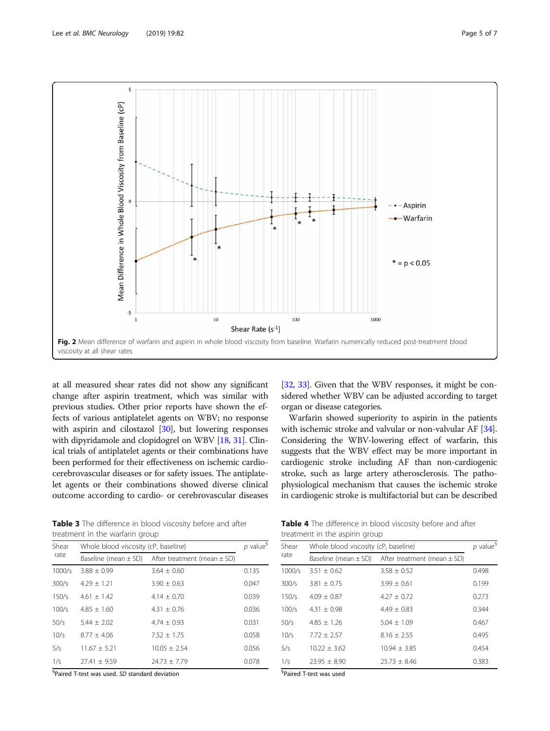**Fig. 2** Mean difference of warfarin and aspirin in whole blood viscosity from baseline. Warfarin numerically reduced post-treatment blood viscosity at all shear rates

at all measured shear rates did not show any significant change after aspirin treatment, which was similar with previous studies. Other prior reports have shown the effects of various antiplatelet agents on WBV; no response with aspirin and cilostazol [30], but lowering responses with dipyridamole and clopidogrel on WBV [18, 31]. Clinical trials of antiplatelet agents or their combinations have been performed for their effectiveness on ischemic cardio-cerebrovascular diseases or for safety issues. The antiplatelet agents or their combinations showed diverse clinical outcome according to cardio- or cerebrovascular diseases [32, 33]. Given that the WBV responses, it might be considered whether WBV can be adjusted according to target organ or disease categories.

Warfarin showed superiority to aspirin in the patients with ischemic stroke and valvular or non-valvular AF [34]. Considering the WBV-lowering effect of warfarin, this suggests that the WBV effect may be more important in cardiogenic stroke including AF than non-cardiogenic stroke, such as large artery atherosclerosis. The pathophysiological mechanism that causes the ischemic stroke in cardiogenic stroke is multifactorial but can be described

**Table 3** The difference in blood viscosity before and after treatment in the warfarin group

| Shear rate | Whole blood viscosity (cP, baseline) | | *p* value[§] |
|---|---|---|---|
| | Baseline (mean ± SD) | After treatment (mean ± SD) | |
| 1000/s | 3.88 ± 0.99 | 3.64 ± 0.60 | 0.135 |
| 300/s | 4.29 ± 1.21 | 3.90 ± 0.63 | 0.047 |
| 150/s | 4.61 ± 1.42 | 4.14 ± 0.70 | 0.039 |
| 100/s | 4.85 ± 1.60 | 4.31 ± 0.76 | 0.036 |
| 50/s | 5.44 ± 2.02 | 4.74 ± 0.93 | 0.031 |
| 10/s | 8.77 ± 4.06 | 7.52 ± 1.75 | 0.058 |
| 5/s | 11.67 ± 5.21 | 10.05 ± 2.54 | 0.056 |
| 1/s | 27.41 ± 9.59 | 24.73 ± 7.79 | 0.078 |

[§]Paired T-test was used. *SD* standard deviation

**Table 4** The difference in blood viscosity before and after treatment in the aspirin group

| Shear rate | Whole blood viscosity (cP, baseline) | | *p* value[§] |
|---|---|---|---|
| | Baseline (mean ± SD) | After treatment (mean ± SD) | |
| 1000/s | 3.51 ± 0.62 | 3.58 ± 0.52 | 0.498 |
| 300/s | 3.81 ± 0.75 | 3.99 ± 0.61 | 0.199 |
| 150/s | 4.09 ± 0.87 | 4.27 ± 0.72 | 0.273 |
| 100/s | 4.31 ± 0.98 | 4.49 ± 0.83 | 0.344 |
| 50/s | 4.85 ± 1.26 | 5.04 ± 1.09 | 0.467 |
| 10/s | 7.72 ± 2.57 | 8.16 ± 2.55 | 0.495 |
| 5/s | 10.22 ± 3.62 | 10.94 ± 3.85 | 0.454 |
| 1/s | 23.95 ± 8.90 | 25.73 ± 8.46 | 0.383 |

[§]Paired T-test was used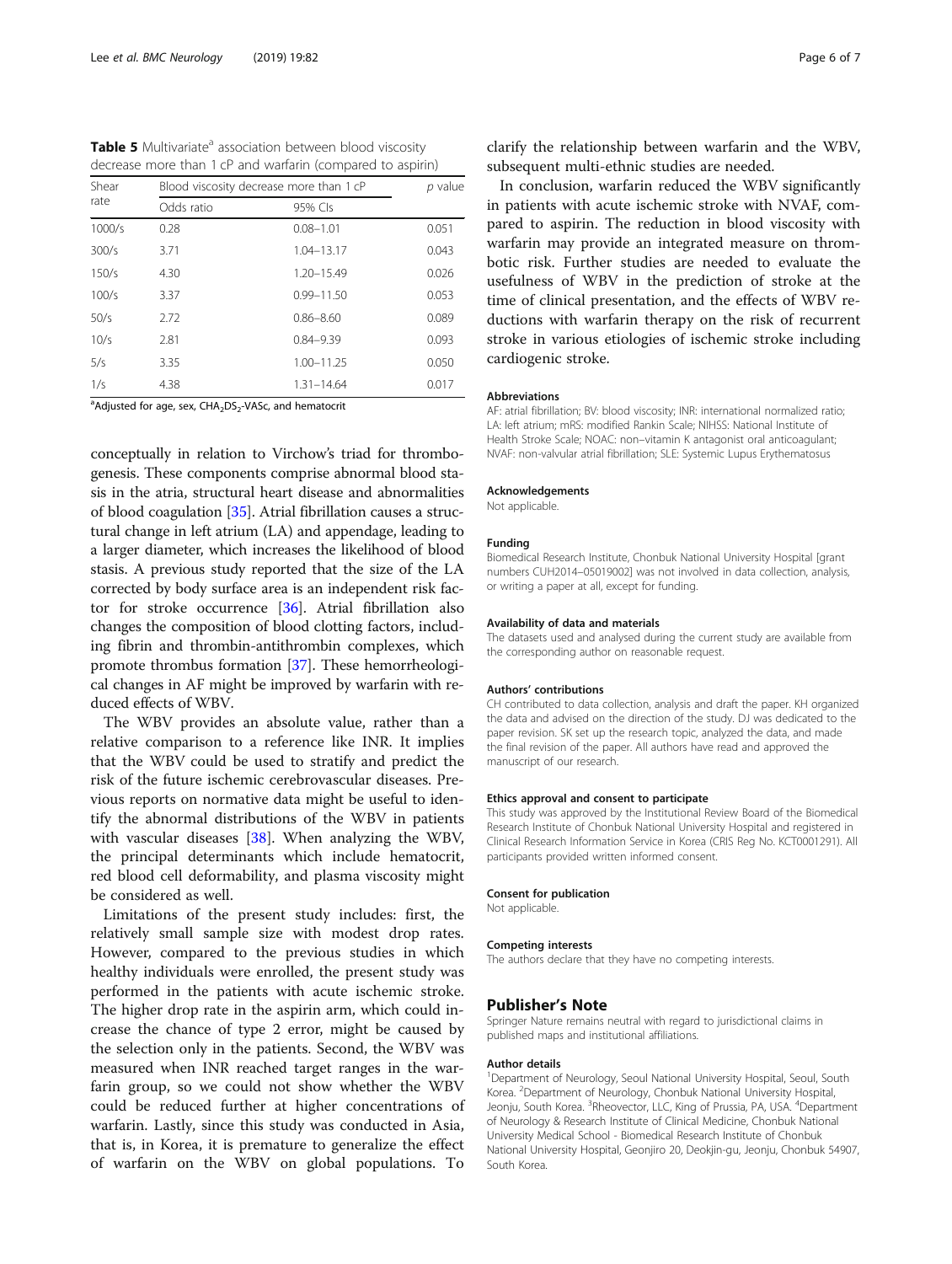**Table 5** Multivariate[a] association between blood viscosity decrease more than 1 cP and warfarin (compared to aspirin)

| Shear rate | Blood viscosity decrease more than 1 cP | | *p* value |
|---|---|---|---|
| | Odds ratio | 95% CIs | |
| 1000/s | 0.28 | 0.08–1.01 | 0.051 |
| 300/s | 3.71 | 1.04–13.17 | 0.043 |
| 150/s | 4.30 | 1.20–15.49 | 0.026 |
| 100/s | 3.37 | 0.99–11.50 | 0.053 |
| 50/s | 2.72 | 0.86–8.60 | 0.089 |
| 10/s | 2.81 | 0.84–9.39 | 0.093 |
| 5/s | 3.35 | 1.00–11.25 | 0.050 |
| 1/s | 4.38 | 1.31–14.64 | 0.017 |

[a]Adjusted for age, sex, $CHA_2DS_2$-VASc, and hematocrit

conceptually in relation to Virchow's triad for thrombogenesis. These components comprise abnormal blood stasis in the atria, structural heart disease and abnormalities of blood coagulation [35]. Atrial fibrillation causes a structural change in left atrium (LA) and appendage, leading to a larger diameter, which increases the likelihood of blood stasis. A previous study reported that the size of the LA corrected by body surface area is an independent risk factor for stroke occurrence [36]. Atrial fibrillation also changes the composition of blood clotting factors, including fibrin and thrombin-antithrombin complexes, which promote thrombus formation [37]. These hemorrheological changes in AF might be improved by warfarin with reduced effects of WBV.

The WBV provides an absolute value, rather than a relative comparison to a reference like INR. It implies that the WBV could be used to stratify and predict the risk of the future ischemic cerebrovascular diseases. Previous reports on normative data might be useful to identify the abnormal distributions of the WBV in patients with vascular diseases [38]. When analyzing the WBV, the principal determinants which include hematocrit, red blood cell deformability, and plasma viscosity might be considered as well.

Limitations of the present study includes: first, the relatively small sample size with modest drop rates. However, compared to the previous studies in which healthy individuals were enrolled, the present study was performed in the patients with acute ischemic stroke. The higher drop rate in the aspirin arm, which could increase the chance of type 2 error, might be caused by the selection only in the patients. Second, the WBV was measured when INR reached target ranges in the warfarin group, so we could not show whether the WBV could be reduced further at higher concentrations of warfarin. Lastly, since this study was conducted in Asia, that is, in Korea, it is premature to generalize the effect of warfarin on the WBV on global populations. To clarify the relationship between warfarin and the WBV, subsequent multi-ethnic studies are needed.

In conclusion, warfarin reduced the WBV significantly in patients with acute ischemic stroke with NVAF, compared to aspirin. The reduction in blood viscosity with warfarin may provide an integrated measure on thrombotic risk. Further studies are needed to evaluate the usefulness of WBV in the prediction of stroke at the time of clinical presentation, and the effects of WBV reductions with warfarin therapy on the risk of recurrent stroke in various etiologies of ischemic stroke including cardiogenic stroke.

#### Abbreviations

AF: atrial fibrillation; BV: blood viscosity; INR: international normalized ratio; LA: left atrium; mRS: modified Rankin Scale; NIHSS: National Institute of Health Stroke Scale; NOAC: non–vitamin K antagonist oral anticoagulant; NVAF: non-valvular atrial fibrillation; SLE: Systemic Lupus Erythematosus

#### Acknowledgements

Not applicable.

#### Funding

Biomedical Research Institute, Chonbuk National University Hospital [grant numbers CUH2014–05019002] was not involved in data collection, analysis, or writing a paper at all, except for funding.

#### Availability of data and materials

The datasets used and analysed during the current study are available from the corresponding author on reasonable request.

#### Authors' contributions

CH contributed to data collection, analysis and draft the paper. KH organized the data and advised on the direction of the study. DJ was dedicated to the paper revision. SK set up the research topic, analyzed the data, and made the final revision of the paper. All authors have read and approved the manuscript of our research.

#### Ethics approval and consent to participate

This study was approved by the Institutional Review Board of the Biomedical Research Institute of Chonbuk National University Hospital and registered in Clinical Research Information Service in Korea (CRIS Reg No. KCT0001291). All participants provided written informed consent.

#### Consent for publication

Not applicable.

#### Competing interests

The authors declare that they have no competing interests.

## Publisher's Note

Springer Nature remains neutral with regard to jurisdictional claims in published maps and institutional affiliations.

#### Author details

[1]Department of Neurology, Seoul National University Hospital, Seoul, South Korea. [2]Department of Neurology, Chonbuk National University Hospital, Jeonju, South Korea. [3]Rheovector, LLC, King of Prussia, PA, USA. [4]Department of Neurology & Research Institute of Clinical Medicine, Chonbuk National University Medical School - Biomedical Research Institute of Chonbuk National University Hospital, Geonjiro 20, Deokjin-gu, Jeonju, Chonbuk 54907, South Korea.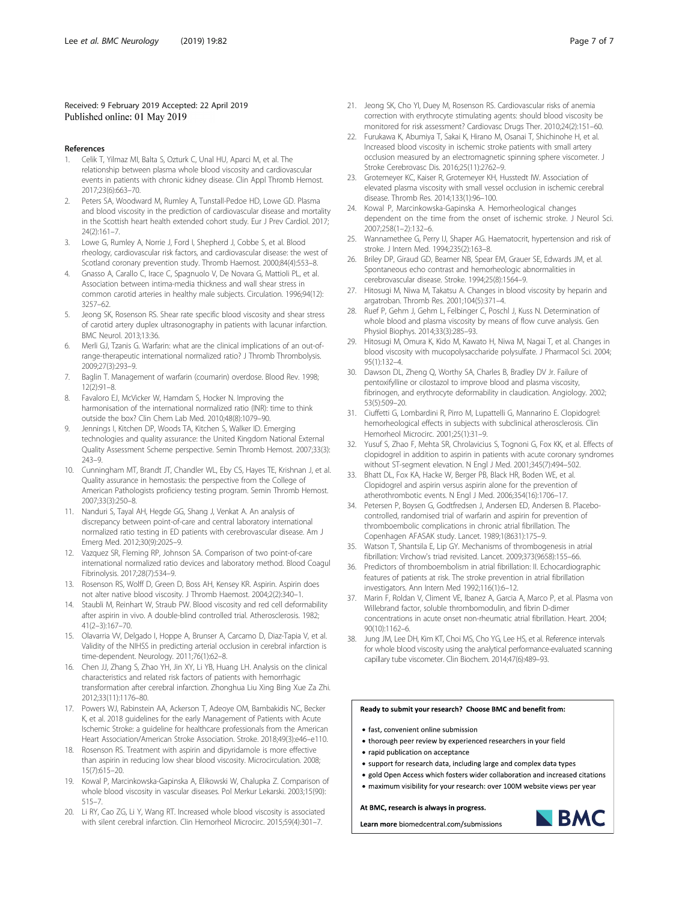Received: 9 February 2019 Accepted: 22 April 2019
Published online: 01 May 2019

## References

1. Celik T, Yilmaz MI, Balta S, Ozturk C, Unal HU, Aparci M, et al. The relationship between plasma whole blood viscosity and cardiovascular events in patients with chronic kidney disease. Clin Appl Thromb Hemost. 2017;23(6):663–70.
2. Peters SA, Woodward M, Rumley A, Tunstall-Pedoe HD, Lowe GD. Plasma and blood viscosity in the prediction of cardiovascular disease and mortality in the Scottish heart health extended cohort study. Eur J Prev Cardiol. 2017; 24(2):161–7.
3. Lowe G, Rumley A, Norrie J, Ford I, Shepherd J, Cobbe S, et al. Blood rheology, cardiovascular risk factors, and cardiovascular disease: the west of Scotland coronary prevention study. Thromb Haemost. 2000;84(4):553–8.
4. Gnasso A, Carallo C, Irace C, Spagnuolo V, De Novara G, Mattioli PL, et al. Association between intima-media thickness and wall shear stress in common carotid arteries in healthy male subjects. Circulation. 1996;94(12): 3257–62.
5. Jeong SK, Rosenson RS. Shear rate specific blood viscosity and shear stress of carotid artery duplex ultrasonography in patients with lacunar infarction. BMC Neurol. 2013;13:36.
6. Merli GJ, Tzanis G. Warfarin: what are the clinical implications of an out-of-range-therapeutic international normalized ratio? J Thromb Thrombolysis. 2009;27(3):293–9.
7. Baglin T. Management of warfarin (coumarin) overdose. Blood Rev. 1998; 12(2):91–8.
8. Favaloro EJ, McVicker W, Hamdam S, Hocker N. Improving the harmonisation of the international normalized ratio (INR): time to think outside the box? Clin Chem Lab Med. 2010;48(8):1079–90.
9. Jennings I, Kitchen DP, Woods TA, Kitchen S, Walker ID. Emerging technologies and quality assurance: the United Kingdom National External Quality Assessment Scheme perspective. Semin Thromb Hemost. 2007;33(3): 243–9.
10. Cunningham MT, Brandt JT, Chandler WL, Eby CS, Hayes TE, Krishnan J, et al. Quality assurance in hemostasis: the perspective from the College of American Pathologists proficiency testing program. Semin Thromb Hemost. 2007;33(3):250–8.
11. Nanduri S, Tayal AH, Hegde GG, Shang J, Venkat A. An analysis of discrepancy between point-of-care and central laboratory international normalized ratio testing in ED patients with cerebrovascular disease. Am J Emerg Med. 2012;30(9):2025–9.
12. Vazquez SR, Fleming RP, Johnson SA. Comparison of two point-of-care international normalized ratio devices and laboratory method. Blood Coagul Fibrinolysis. 2017;28(7):534–9.
13. Rosenson RS, Wolff D, Green D, Boss AH, Kensey KR. Aspirin. Aspirin does not alter native blood viscosity. J Thromb Haemost. 2004;2(2):340–1.
14. Staubli M, Reinhart W, Straub PW. Blood viscosity and red cell deformability after aspirin in vivo. A double-blind controlled trial. Atherosclerosis. 1982; 41(2–3):167–70.
15. Olavarria VV, Delgado I, Hoppe A, Brunser A, Carcamo D, Diaz-Tapia V, et al. Validity of the NIHSS in predicting arterial occlusion in cerebral infarction is time-dependent. Neurology. 2011;76(1):62–8.
16. Chen JJ, Zhang S, Zhao YH, Jin XY, Li YB, Huang LH. Analysis on the clinical characteristics and related risk factors of patients with hemorrhagic transformation after cerebral infarction. Zhonghua Liu Xing Bing Xue Za Zhi. 2012;33(11):1176–80.
17. Powers WJ, Rabinstein AA, Ackerson T, Adeoye OM, Bambakidis NC, Becker K, et al. 2018 guidelines for the early Management of Patients with Acute Ischemic Stroke: a guideline for healthcare professionals from the American Heart Association/American Stroke Association. Stroke. 2018;49(3):e46–e110.
18. Rosenson RS. Treatment with aspirin and dipyridamole is more effective than aspirin in reducing low shear blood viscosity. Microcirculation. 2008; 15(7):615–20.
19. Kowal P, Marcinkowska-Gapinska A, Elikowski W, Chalupka Z. Comparison of whole blood viscosity in vascular diseases. Pol Merkur Lekarski. 2003;15(90): 515–7.
20. Li RY, Cao ZG, Li Y, Wang RT. Increased whole blood viscosity is associated with silent cerebral infarction. Clin Hemorheol Microcirc. 2015;59(4):301–7.
21. Jeong SK, Cho YI, Duey M, Rosenson RS. Cardiovascular risks of anemia correction with erythrocyte stimulating agents: should blood viscosity be monitored for risk assessment? Cardiovasc Drugs Ther. 2010;24(2):151–60.
22. Furukawa K, Abumiya T, Sakai K, Hirano M, Osanai T, Shichinohe H, et al. Increased blood viscosity in ischemic stroke patients with small artery occlusion measured by an electromagnetic spinning sphere viscometer. J Stroke Cerebrovasc Dis. 2016;25(11):2762–9.
23. Grotemeyer KC, Kaiser R, Grotemeyer KH, Husstedt IW. Association of elevated plasma viscosity with small vessel occlusion in ischemic cerebral disease. Thromb Res. 2014;133(1):96–100.
24. Kowal P, Marcinkowska-Gapinska A. Hemorheological changes dependent on the time from the onset of ischemic stroke. J Neurol Sci. 2007;258(1–2):132–6.
25. Wannamethee G, Perry IJ, Shaper AG. Haematocrit, hypertension and risk of stroke. J Intern Med. 1994;235(2):163–8.
26. Briley DP, Giraud GD, Beamer NB, Spear EM, Grauer SE, Edwards JM, et al. Spontaneous echo contrast and hemorheologic abnormalities in cerebrovascular disease. Stroke. 1994;25(8):1564–9.
27. Hitosugi M, Niwa M, Takatsu A. Changes in blood viscosity by heparin and argatroban. Thromb Res. 2001;104(5):371–4.
28. Ruef P, Gehm J, Gehm L, Felbinger C, Poschl J, Kuss N. Determination of whole blood and plasma viscosity by means of flow curve analysis. Gen Physiol Biophys. 2014;33(3):285–93.
29. Hitosugi M, Omura K, Kido M, Kawato H, Niwa M, Nagai T, et al. Changes in blood viscosity with mucopolysaccharide polysulfate. J Pharmacol Sci. 2004; 95(1):132–4.
30. Dawson DL, Zheng Q, Worthy SA, Charles B, Bradley DV Jr. Failure of pentoxifylline or cilostazol to improve blood and plasma viscosity, fibrinogen, and erythrocyte deformability in claudication. Angiology. 2002; 53(5):509–20.
31. Ciuffetti G, Lombardini R, Pirro M, Lupattelli G, Mannarino E. Clopidogrel: hemorheological effects in subjects with subclinical atherosclerosis. Clin Hemorheol Microcirc. 2001;25(1):31–9.
32. Yusuf S, Zhao F, Mehta SR, Chrolavicius S, Tognoni G, Fox KK, et al. Effects of clopidogrel in addition to aspirin in patients with acute coronary syndromes without ST-segment elevation. N Engl J Med. 2001;345(7):494–502.
33. Bhatt DL, Fox KA, Hacke W, Berger PB, Black HR, Boden WE, et al. Clopidogrel and aspirin versus aspirin alone for the prevention of atherothrombotic events. N Engl J Med. 2006;354(16):1706–17.
34. Petersen P, Boysen G, Godtfredsen J, Andersen ED, Andersen B. Placebo-controlled, randomised trial of warfarin and aspirin for prevention of thromboembolic complications in chronic atrial fibrillation. The Copenhagen AFASAK study. Lancet. 1989;1(8631):175–9.
35. Watson T, Shantsila E, Lip GY. Mechanisms of thrombogenesis in atrial fibrillation: Virchow's triad revisited. Lancet. 2009;373(9658):155–66.
36. Predictors of thromboembolism in atrial fibrillation: II. Echocardiographic features of patients at risk. The stroke prevention in atrial fibrillation investigators. Ann Intern Med 1992;116(1):6–12.
37. Marin F, Roldan V, Climent VE, Ibanez A, Garcia A, Marco P, et al. Plasma von Willebrand factor, soluble thrombomodulin, and fibrin D-dimer concentrations in acute onset non-rheumatic atrial fibrillation. Heart. 2004; 90(10):1162–6.
38. Jung JM, Lee DH, Kim KT, Choi MS, Cho YG, Lee HS, et al. Reference intervals for whole blood viscosity using the analytical performance-evaluated scanning capillary tube viscometer. Clin Biochem. 2014;47(6):489–93.

**Ready to submit your research? Choose BMC and benefit from:**

- fast, convenient online submission
- thorough peer review by experienced researchers in your field
- rapid publication on acceptance
- support for research data, including large and complex data types
- gold Open Access which fosters wider collaboration and increased citations
- maximum visibility for your research: over 100M website views per year

**At BMC, research is always in progress.**

**Learn more** biomedcentral.com/submissions